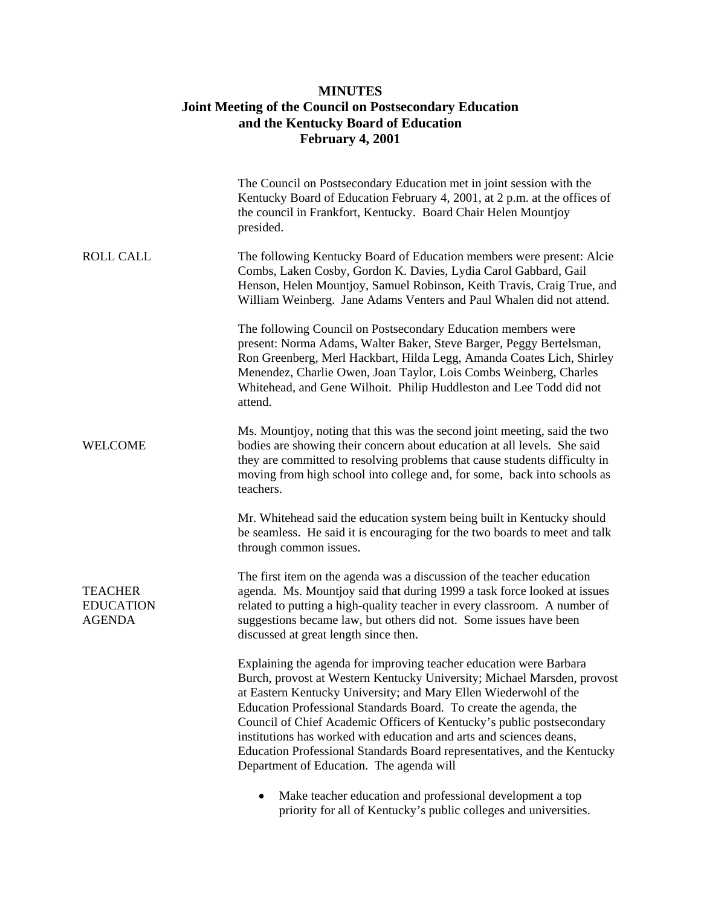# MINUTES
## Joint Meeting of the Council on Postsecondary Education and the Kentucky Board of Education
### February 4, 2001

The Council on Postsecondary Education met in joint session with the Kentucky Board of Education February 4, 2001, at 2 p.m. at the offices of the council in Frankfort, Kentucky. Board Chair Helen Mountjoy presided.

**ROLL CALL**

The following Kentucky Board of Education members were present: Alcie Combs, Laken Cosby, Gordon K. Davies, Lydia Carol Gabbard, Gail Henson, Helen Mountjoy, Samuel Robinson, Keith Travis, Craig True, and William Weinberg. Jane Adams Venters and Paul Whalen did not attend.

The following Council on Postsecondary Education members were present: Norma Adams, Walter Baker, Steve Barger, Peggy Bertelsman, Ron Greenberg, Merl Hackbart, Hilda Legg, Amanda Coates Lich, Shirley Menendez, Charlie Owen, Joan Taylor, Lois Combs Weinberg, Charles Whitehead, and Gene Wilhoit. Philip Huddleston and Lee Todd did not attend.

**WELCOME**

Ms. Mountjoy, noting that this was the second joint meeting, said the two bodies are showing their concern about education at all levels. She said they are committed to resolving problems that cause students difficulty in moving from high school into college and, for some, back into schools as teachers.

Mr. Whitehead said the education system being built in Kentucky should be seamless. He said it is encouraging for the two boards to meet and talk through common issues.

**TEACHER EDUCATION AGENDA**

The first item on the agenda was a discussion of the teacher education agenda. Ms. Mountjoy said that during 1999 a task force looked at issues related to putting a high-quality teacher in every classroom. A number of suggestions became law, but others did not. Some issues have been discussed at great length since then.

Explaining the agenda for improving teacher education were Barbara Burch, provost at Western Kentucky University; Michael Marsden, provost at Eastern Kentucky University; and Mary Ellen Wiederwohl of the Education Professional Standards Board. To create the agenda, the Council of Chief Academic Officers of Kentucky's public postsecondary institutions has worked with education and arts and sciences deans, Education Professional Standards Board representatives, and the Kentucky Department of Education. The agenda will

- Make teacher education and professional development a top priority for all of Kentucky's public colleges and universities.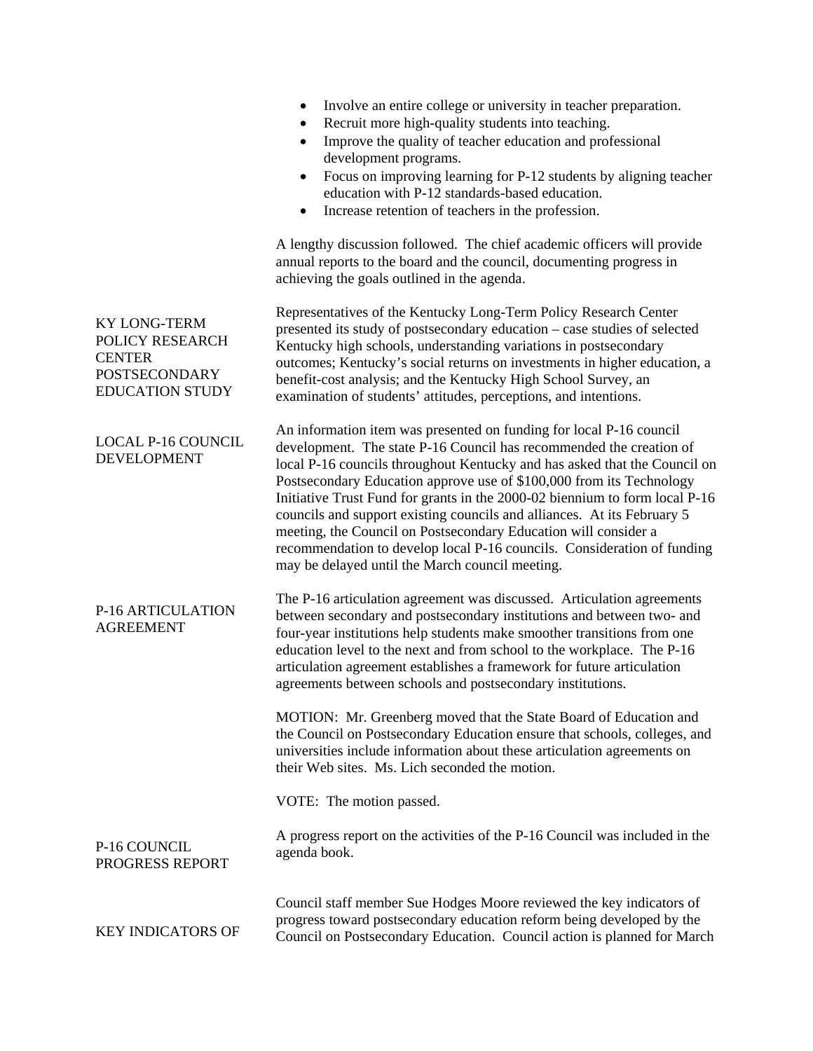- Involve an entire college or university in teacher preparation.
- Recruit more high-quality students into teaching.
- Improve the quality of teacher education and professional development programs.
- Focus on improving learning for P-12 students by aligning teacher education with P-12 standards-based education.
- Increase retention of teachers in the profession.

A lengthy discussion followed. The chief academic officers will provide annual reports to the board and the council, documenting progress in achieving the goals outlined in the agenda.

**KY LONG-TERM POLICY RESEARCH CENTER POSTSECONDARY EDUCATION STUDY**

Representatives of the Kentucky Long-Term Policy Research Center presented its study of postsecondary education – case studies of selected Kentucky high schools, understanding variations in postsecondary outcomes; Kentucky's social returns on investments in higher education, a benefit-cost analysis; and the Kentucky High School Survey, an examination of students' attitudes, perceptions, and intentions.

**LOCAL P-16 COUNCIL DEVELOPMENT**

An information item was presented on funding for local P-16 council development. The state P-16 Council has recommended the creation of local P-16 councils throughout Kentucky and has asked that the Council on Postsecondary Education approve use of $100,000 from its Technology Initiative Trust Fund for grants in the 2000-02 biennium to form local P-16 councils and support existing councils and alliances. At its February 5 meeting, the Council on Postsecondary Education will consider a recommendation to develop local P-16 councils. Consideration of funding may be delayed until the March council meeting.

**P-16 ARTICULATION AGREEMENT**

The P-16 articulation agreement was discussed. Articulation agreements between secondary and postsecondary institutions and between two- and four-year institutions help students make smoother transitions from one education level to the next and from school to the workplace. The P-16 articulation agreement establishes a framework for future articulation agreements between schools and postsecondary institutions.

MOTION: Mr. Greenberg moved that the State Board of Education and the Council on Postsecondary Education ensure that schools, colleges, and universities include information about these articulation agreements on their Web sites. Ms. Lich seconded the motion.

VOTE: The motion passed.

**P-16 COUNCIL PROGRESS REPORT**

A progress report on the activities of the P-16 Council was included in the agenda book.

**KEY INDICATORS OF**

Council staff member Sue Hodges Moore reviewed the key indicators of progress toward postsecondary education reform being developed by the Council on Postsecondary Education. Council action is planned for March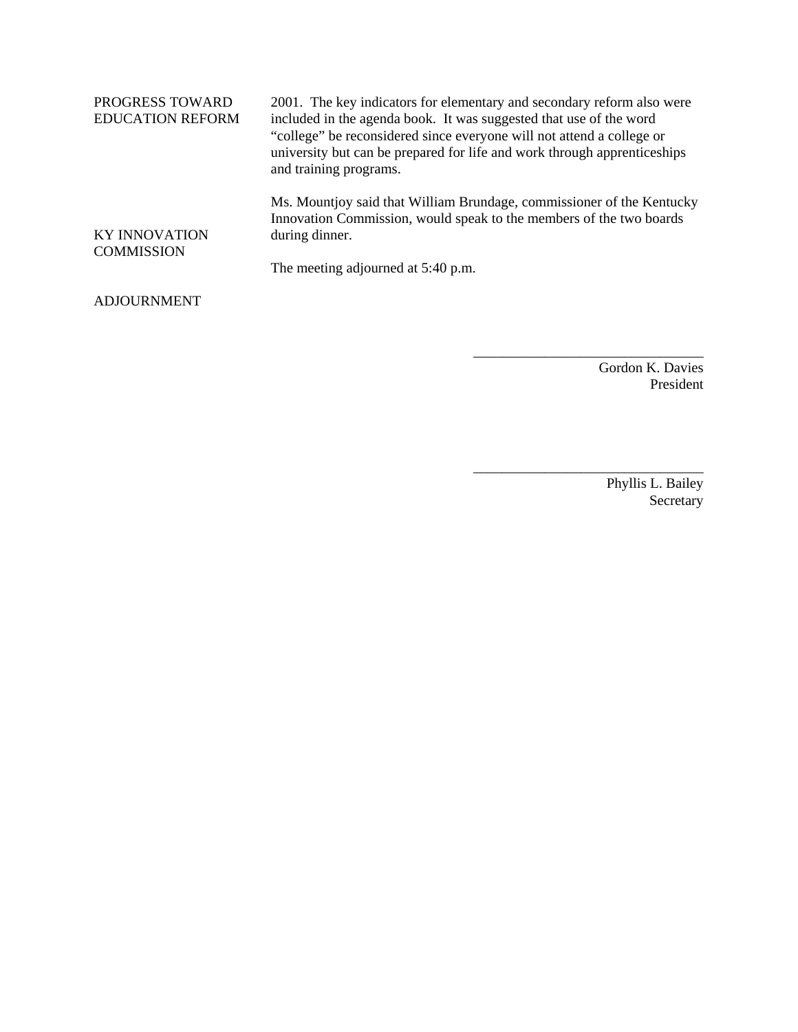**PROGRESS TOWARD EDUCATION REFORM**

2001. The key indicators for elementary and secondary reform also were included in the agenda book. It was suggested that use of the word "college" be reconsidered since everyone will not attend a college or university but can be prepared for life and work through apprenticeships and training programs.

**KY INNOVATION COMMISSION**

Ms. Mountjoy said that William Brundage, commissioner of the Kentucky Innovation Commission, would speak to the members of the two boards during dinner.

**ADJOURNMENT**

The meeting adjourned at 5:40 p.m.

\_\_\_\_\_\_\_\_\_\_\_\_\_\_\_\_\_\_\_\_\_\_\_\_\_\_\_\_\_\_\_\_\_\_
Gordon K. Davies
President

\_\_\_\_\_\_\_\_\_\_\_\_\_\_\_\_\_\_\_\_\_\_\_\_\_\_\_\_\_\_\_\_\_\_
Phyllis L. Bailey
Secretary